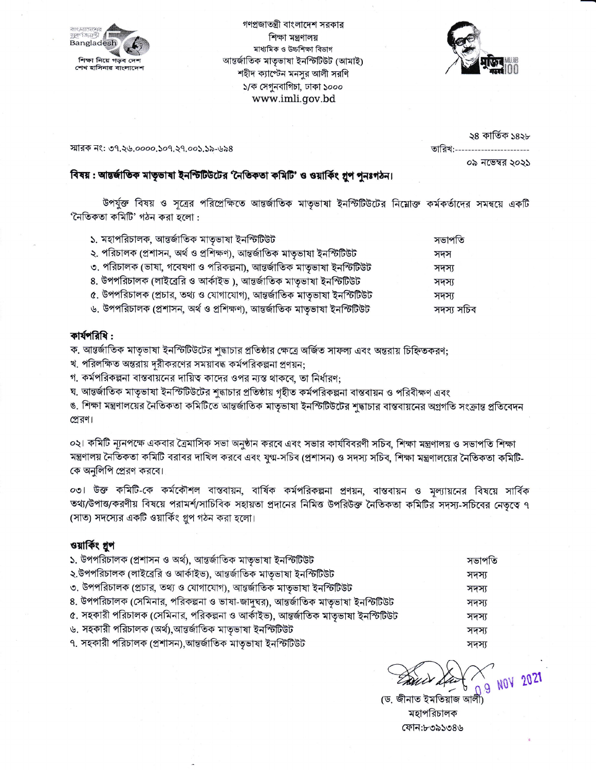গণপ্রজাতন্ত্রী বাংলাদেশ সরকার
শিক্ষা মন্ত্রণালয়
মাধ্যমিক ও উচ্চশিক্ষা বিভাগ
আন্তর্জাতিক মাতৃভাষা ইনস্টিটিউট (আমাই)
শহীদ ক্যাপ্টেন মনসুর আলী সরণি
১/ক সেগুনবাগিচা, ঢাকা ১০০০
www.imli.gov.bd

স্মারক নং: ৩৭.২৬.০০০০.১০৭.২৭.০০১.১৯-৬৯৪

তারিখ: ২৪ কার্তিক ১৪২৮
০৯ নভেম্বর ২০২১

**বিষয় : আন্তর্জাতিক মাতৃভাষা ইনস্টিটিউটের 'নৈতিকতা কমিটি' ও ওয়ার্কিং গ্রুপ পুনঃগঠন।**

উপর্যুক্ত বিষয় ও সূত্রের পরিপ্রেক্ষিতে আন্তর্জাতিক মাতৃভাষা ইনস্টিটিউটের নিম্নোক্ত কর্মকর্তাদের সমন্বয়ে একটি 'নৈতিকতা কমিটি' গঠন করা হলো :

| | |
|---|---|
| ১. মহাপরিচালক, আন্তর্জাতিক মাতৃভাষা ইনস্টিটিউট | সভাপতি |
| ২. পরিচালক (প্রশাসন, অর্থ ও প্রশিক্ষণ), আন্তর্জাতিক মাতৃভাষা ইনস্টিটিউট | সদস |
| ৩. পরিচালক (ভাষা, গবেষণা ও পরিকল্পনা), আন্তর্জাতিক মাতৃভাষা ইনস্টিটিউট | সদস্য |
| ৪. উপপরিচালক (লাইব্রেরি ও আর্কাইভ ), আন্তর্জাতিক মাতৃভাষা ইনস্টিটিউট | সদস্য |
| ৫. উপপরিচালক (প্রচার, তথ্য ও যোগাযোগ), আন্তর্জাতিক মাতৃভাষা ইনস্টিটিউট | সদস্য |
| ৬. উপপরিচালক (প্রশাসন, অর্থ ও প্রশিক্ষণ), আন্তর্জাতিক মাতৃভাষা ইনস্টিটিউট | সদস্য সচিব |

**কার্যপরিধি :**

ক. আন্তর্জাতিক মাতৃভাষা ইনস্টিটিউটের শুদ্ধাচার প্রতিষ্ঠার ক্ষেত্রে অর্জিত সাফল্য এবং অন্তরায় চিহ্নিতকরণ;
খ. পরিলক্ষিত অন্তরায় দূরীকরণের সময়াবদ্ধ কর্মপরিকল্পনা প্রণয়ন;
গ. কর্মপরিকল্পনা বাস্তবায়নের দায়িত্ব কাদের ওপর ন্যস্ত থাকবে, তা নির্ধারণ;
ঘ. আন্তর্জাতিক মাতৃভাষা ইনস্টিটিউটের শুদ্ধাচার প্রতিষ্ঠায় গৃহীত কর্মপরিকল্পনা বাস্তবায়ন ও পরিবীক্ষণ এবং
ঙ. শিক্ষা মন্ত্রণালয়ের নৈতিকতা কমিটিতে আন্তর্জাতিক মাতৃভাষা ইনস্টিটিউটের শুদ্ধাচার বাস্তবায়নের অগ্রগতি সংক্রান্ত প্রতিবেদন প্রেরণ।

০২। কমিটি ন্যূনপক্ষে একবার ত্রৈমাসিক সভা অনুষ্ঠান করবে এবং সভার কার্যবিবরণী সচিব, শিক্ষা মন্ত্রণালয় ও সভাপতি শিক্ষা মন্ত্রণালয় নৈতিকতা কমিটি বরাবর দাখিল করবে এবং যুগ্ম-সচিব (প্রশাসন) ও সদস্য সচিব, শিক্ষা মন্ত্রণালয়ের নৈতিকতা কমিটি-কে অনুলিপি প্রেরণ করবে।

০৩। উক্ত কমিটি-কে কর্মকৌশল বাস্তবায়ন, বার্ষিক কর্মপরিকল্পনা প্রণয়ন, বাস্তবায়ন ও মূল্যায়নের বিষয়ে সার্বিক তথ্য/উপাত্ত/করণীয় বিষয়ে পরামর্শ/সাচিবিক সহায়তা প্রদানের নিমিত্ত উপরিউক্ত নৈতিকতা কমিটির সদস্য-সচিবের নেতৃত্বে ৭ (সাত) সদস্যের একটি ওয়ার্কিং গ্রুপ গঠন করা হলো।

**ওয়ার্কিং গ্রুপ**

| | |
|---|---|
| ১. উপপরিচালক (প্রশাসন ও অর্থ), আন্তর্জাতিক মাতৃভাষা ইনস্টিটিউট | সভাপতি |
| ২.উপপরিচালক (লাইব্রেরি ও আর্কাইভ), আন্তর্জাতিক মাতৃভাষা ইনস্টিটিউট | সদস্য |
| ৩. উপপরিচালক (প্রচার, তথ্য ও যোগাযোগ), আন্তর্জাতিক মাতৃভাষা ইনস্টিটিউট | সদস্য |
| ৪. উপপরিচালক (সেমিনার, পরিকল্পনা ও ভাষা-জাদুঘর), আন্তর্জাতিক মাতৃভাষা ইনস্টিটিউট | সদস্য |
| ৫. সহকারী পরিচালক (সেমিনার, পরিকল্পনা ও আর্কাইভ), আন্তর্জাতিক মাতৃভাষা ইনস্টিটিউট | সদস্য |
| ৬. সহকারী পরিচালক (অর্থ),আন্তর্জাতিক মাতৃভাষা ইনস্টিটিউট | সদস্য |
| ৭. সহকারী পরিচালক (প্রশাসন),আন্তর্জাতিক মাতৃভাষা ইনস্টিটিউট | সদস্য |

09 NOV 2021

(ড. জীনাত ইমতিয়াজ আলী)
মহাপরিচালক
ফোন:৮৩৯১৩৪৬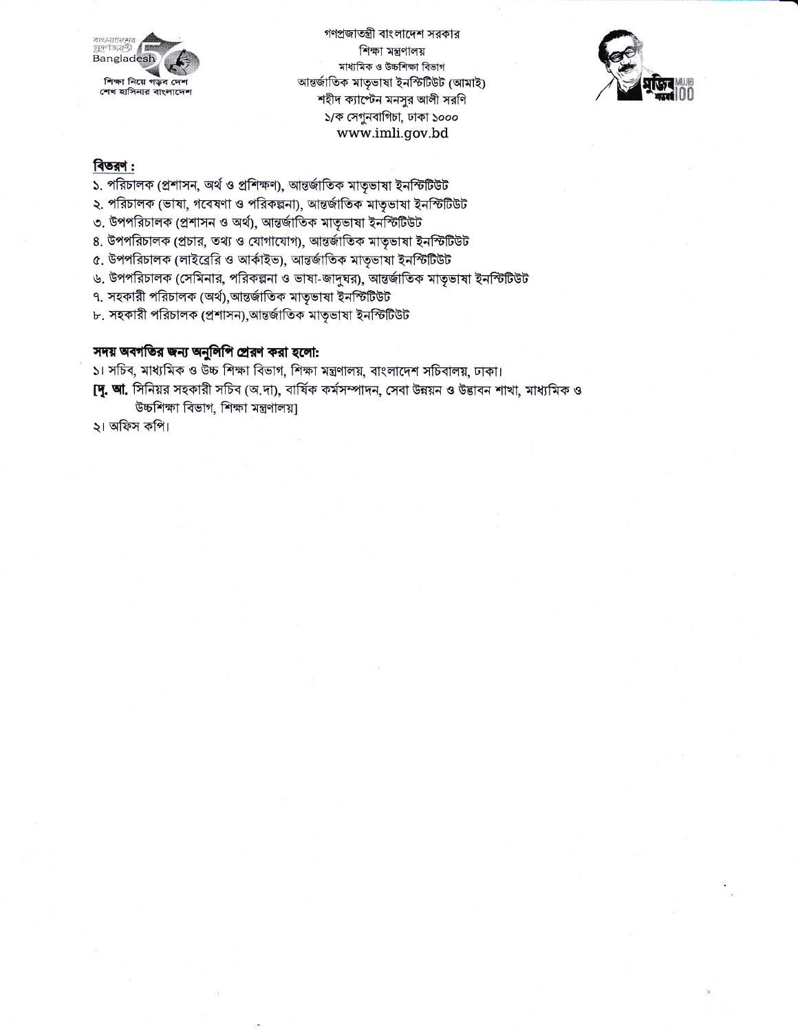গণপ্রজাতন্ত্রী বাংলাদেশ সরকার
শিক্ষা মন্ত্রণালয়
মাধ্যমিক ও উচ্চশিক্ষা বিভাগ
আন্তর্জাতিক মাতৃভাষা ইনস্টিটিউট (আমাই)
শহীদ ক্যাপ্টেন মনসুর আলী সরণি
১/ক সেগুনবাগিচা, ঢাকা ১০০০
www.imli.gov.bd

**বিতরণ :**

১. পরিচালক (প্রশাসন, অর্থ ও প্রশিক্ষণ), আন্তর্জাতিক মাতৃভাষা ইনস্টিটিউট
২. পরিচালক (ভাষা, গবেষণা ও পরিকল্পনা), আন্তর্জাতিক মাতৃভাষা ইনস্টিটিউট
৩. উপপরিচালক (প্রশাসন ও অর্থ), আন্তর্জাতিক মাতৃভাষা ইনস্টিটিউট
৪. উপপরিচালক (প্রচার, তথ্য ও যোগাযোগ), আন্তর্জাতিক মাতৃভাষা ইনস্টিটিউট
৫. উপপরিচালক (লাইব্রেরি ও আর্কাইভ), আন্তর্জাতিক মাতৃভাষা ইনস্টিটিউট
৬. উপপরিচালক (সেমিনার, পরিকল্পনা ও ভাষা-জাদুঘর), আন্তর্জাতিক মাতৃভাষা ইনস্টিটিউট
৭. সহকারী পরিচালক (অর্থ),আন্তর্জাতিক মাতৃভাষা ইনস্টিটিউট
৮. সহকারী পরিচালক (প্রশাসন),আন্তর্জাতিক মাতৃভাষা ইনস্টিটিউট

**সদয় অবগতির জন্য অনুলিপি প্রেরণ করা হলো:**

১। সচিব, মাধ্যমিক ও উচ্চ শিক্ষা বিভাগ, শিক্ষা মন্ত্রণালয়, বাংলাদেশ সচিবালয়, ঢাকা।
**[দৃ. আ.** সিনিয়র সহকারী সচিব (অ.দা), বার্ষিক কর্মসম্পাদন, সেবা উন্নয়ন ও উদ্ভাবন শাখা, মাধ্যমিক ও উচ্চশিক্ষা বিভাগ, শিক্ষা মন্ত্রণালয়]
২। অফিস কপি।